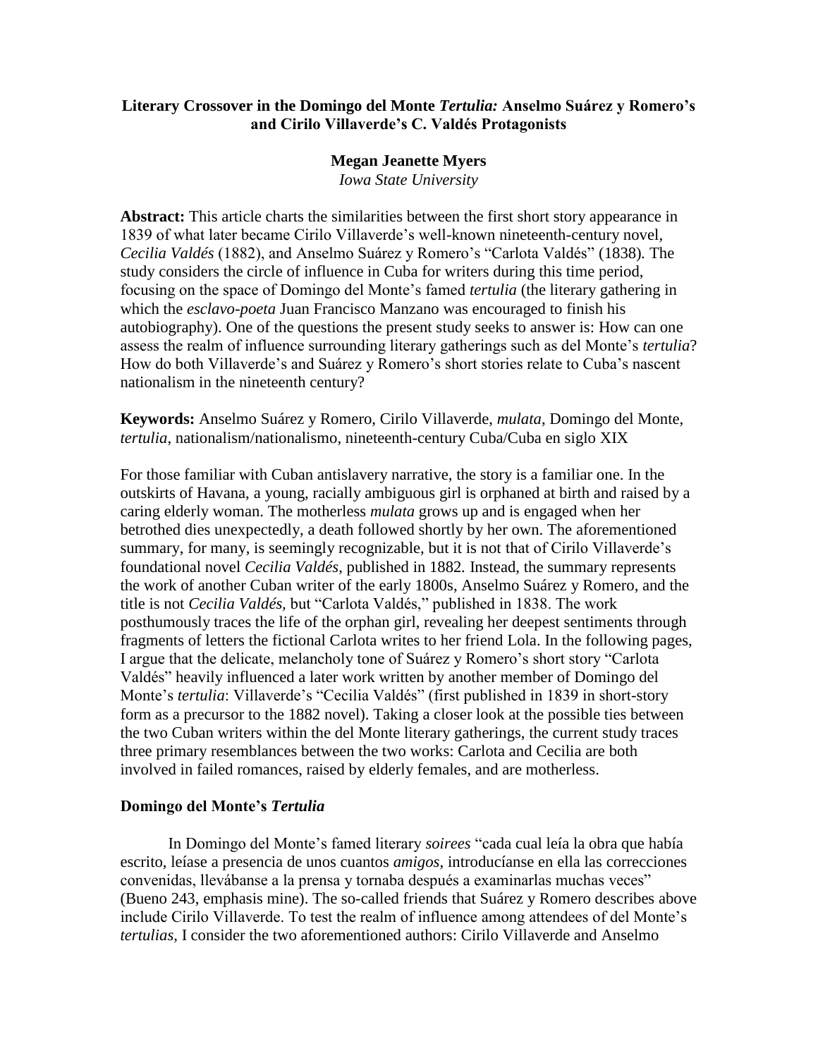# Literary Crossover in the Domingo del Monte *Tertulia:* Anselmo Suárez y Romero's and Cirilo Villaverde's C. Valdés Protagonists

**Megan Jeanette Myers**
*Iowa State University*

**Abstract:** This article charts the similarities between the first short story appearance in 1839 of what later became Cirilo Villaverde's well-known nineteenth-century novel, *Cecilia Valdés* (1882), and Anselmo Suárez y Romero's "Carlota Valdés" (1838). The study considers the circle of influence in Cuba for writers during this time period, focusing on the space of Domingo del Monte's famed *tertulia* (the literary gathering in which the *esclavo-poeta* Juan Francisco Manzano was encouraged to finish his autobiography). One of the questions the present study seeks to answer is: How can one assess the realm of influence surrounding literary gatherings such as del Monte's *tertulia*? How do both Villaverde's and Suárez y Romero's short stories relate to Cuba's nascent nationalism in the nineteenth century?

**Keywords:** Anselmo Suárez y Romero, Cirilo Villaverde, *mulata*, Domingo del Monte, *tertulia*, nationalism/nationalismo, nineteenth-century Cuba/Cuba en siglo XIX

For those familiar with Cuban antislavery narrative, the story is a familiar one. In the outskirts of Havana, a young, racially ambiguous girl is orphaned at birth and raised by a caring elderly woman. The motherless *mulata* grows up and is engaged when her betrothed dies unexpectedly, a death followed shortly by her own. The aforementioned summary, for many, is seemingly recognizable, but it is not that of Cirilo Villaverde's foundational novel *Cecilia Valdés*, published in 1882. Instead, the summary represents the work of another Cuban writer of the early 1800s, Anselmo Suárez y Romero, and the title is not *Cecilia Valdés*, but "Carlota Valdés," published in 1838. The work posthumously traces the life of the orphan girl, revealing her deepest sentiments through fragments of letters the fictional Carlota writes to her friend Lola. In the following pages, I argue that the delicate, melancholy tone of Suárez y Romero's short story "Carlota Valdés" heavily influenced a later work written by another member of Domingo del Monte's *tertulia*: Villaverde's "Cecilia Valdés" (first published in 1839 in short-story form as a precursor to the 1882 novel). Taking a closer look at the possible ties between the two Cuban writers within the del Monte literary gatherings, the current study traces three primary resemblances between the two works: Carlota and Cecilia are both involved in failed romances, raised by elderly females, and are motherless.

## Domingo del Monte's *Tertulia*

In Domingo del Monte's famed literary *soirees* "cada cual leía la obra que había escrito, leíase a presencia de unos cuantos *amigos*, introducíanse en ella las correcciones convenidas, llevábanse a la prensa y tornaba después a examinarlas muchas veces" (Bueno 243, emphasis mine). The so-called friends that Suárez y Romero describes above include Cirilo Villaverde. To test the realm of influence among attendees of del Monte's *tertulias*, I consider the two aforementioned authors: Cirilo Villaverde and Anselmo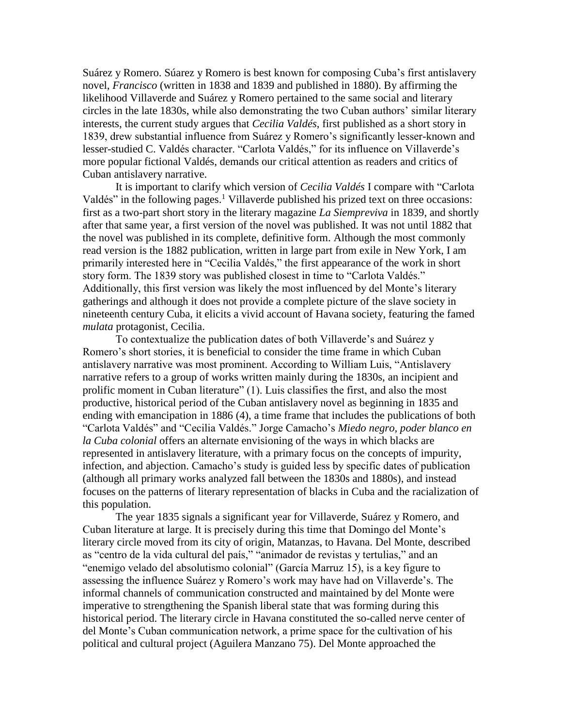Suárez y Romero. Súarez y Romero is best known for composing Cuba's first antislavery novel, *Francisco* (written in 1838 and 1839 and published in 1880). By affirming the likelihood Villaverde and Suárez y Romero pertained to the same social and literary circles in the late 1830s, while also demonstrating the two Cuban authors' similar literary interests, the current study argues that *Cecilia Valdés*, first published as a short story in 1839, drew substantial influence from Suárez y Romero's significantly lesser-known and lesser-studied C. Valdés character. "Carlota Valdés," for its influence on Villaverde's more popular fictional Valdés, demands our critical attention as readers and critics of Cuban antislavery narrative.

It is important to clarify which version of *Cecilia Valdés* I compare with "Carlota Valdés" in the following pages.[1] Villaverde published his prized text on three occasions: first as a two-part short story in the literary magazine *La Siempreviva* in 1839, and shortly after that same year, a first version of the novel was published. It was not until 1882 that the novel was published in its complete, definitive form. Although the most commonly read version is the 1882 publication, written in large part from exile in New York, I am primarily interested here in "Cecilia Valdés," the first appearance of the work in short story form. The 1839 story was published closest in time to "Carlota Valdés." Additionally, this first version was likely the most influenced by del Monte's literary gatherings and although it does not provide a complete picture of the slave society in nineteenth century Cuba, it elicits a vivid account of Havana society, featuring the famed *mulata* protagonist, Cecilia.

To contextualize the publication dates of both Villaverde's and Suárez y Romero's short stories, it is beneficial to consider the time frame in which Cuban antislavery narrative was most prominent. According to William Luis, "Antislavery narrative refers to a group of works written mainly during the 1830s, an incipient and prolific moment in Cuban literature" (1). Luis classifies the first, and also the most productive, historical period of the Cuban antislavery novel as beginning in 1835 and ending with emancipation in 1886 (4), a time frame that includes the publications of both "Carlota Valdés" and "Cecilia Valdés." Jorge Camacho's *Miedo negro, poder blanco en la Cuba colonial* offers an alternate envisioning of the ways in which blacks are represented in antislavery literature, with a primary focus on the concepts of impurity, infection, and abjection. Camacho's study is guided less by specific dates of publication (although all primary works analyzed fall between the 1830s and 1880s), and instead focuses on the patterns of literary representation of blacks in Cuba and the racialization of this population.

The year 1835 signals a significant year for Villaverde, Suárez y Romero, and Cuban literature at large. It is precisely during this time that Domingo del Monte's literary circle moved from its city of origin, Matanzas, to Havana. Del Monte, described as "centro de la vida cultural del país," "animador de revistas y tertulias," and an "enemigo velado del absolutismo colonial" (García Marruz 15), is a key figure to assessing the influence Suárez y Romero's work may have had on Villaverde's. The informal channels of communication constructed and maintained by del Monte were imperative to strengthening the Spanish liberal state that was forming during this historical period. The literary circle in Havana constituted the so-called nerve center of del Monte's Cuban communication network, a prime space for the cultivation of his political and cultural project (Aguilera Manzano 75). Del Monte approached the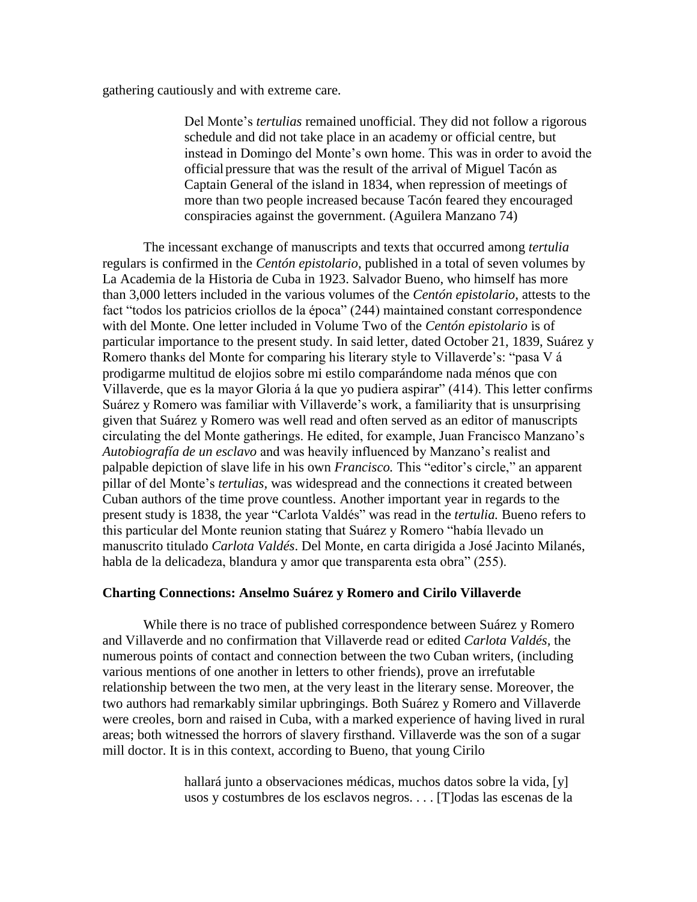gathering cautiously and with extreme care.

> Del Monte's *tertulias* remained unofficial. They did not follow a rigorous schedule and did not take place in an academy or official centre, but instead in Domingo del Monte's own home. This was in order to avoid the official pressure that was the result of the arrival of Miguel Tacón as Captain General of the island in 1834, when repression of meetings of more than two people increased because Tacón feared they encouraged conspiracies against the government. (Aguilera Manzano 74)

The incessant exchange of manuscripts and texts that occurred among *tertulia* regulars is confirmed in the *Centón epistolario*, published in a total of seven volumes by La Academia de la Historia de Cuba in 1923. Salvador Bueno, who himself has more than 3,000 letters included in the various volumes of the *Centón epistolario*, attests to the fact "todos los patricios criollos de la época" (244) maintained constant correspondence with del Monte. One letter included in Volume Two of the *Centón epistolario* is of particular importance to the present study. In said letter, dated October 21, 1839, Suárez y Romero thanks del Monte for comparing his literary style to Villaverde's: "pasa V á prodigarme multitud de elojios sobre mi estilo comparándome nada ménos que con Villaverde, que es la mayor Gloria á la que yo pudiera aspirar" (414). This letter confirms Suárez y Romero was familiar with Villaverde's work, a familiarity that is unsurprising given that Suárez y Romero was well read and often served as an editor of manuscripts circulating the del Monte gatherings. He edited, for example, Juan Francisco Manzano's *Autobiografía de un esclavo* and was heavily influenced by Manzano's realist and palpable depiction of slave life in his own *Francisco.* This "editor's circle," an apparent pillar of del Monte's *tertulias,* was widespread and the connections it created between Cuban authors of the time prove countless. Another important year in regards to the present study is 1838, the year "Carlota Valdés" was read in the *tertulia.* Bueno refers to this particular del Monte reunion stating that Suárez y Romero "había llevado un manuscrito titulado *Carlota Valdés*. Del Monte, en carta dirigida a José Jacinto Milanés, habla de la delicadeza, blandura y amor que transparenta esta obra" (255).

### Charting Connections: Anselmo Suárez y Romero and Cirilo Villaverde

While there is no trace of published correspondence between Suárez y Romero and Villaverde and no confirmation that Villaverde read or edited *Carlota Valdés*, the numerous points of contact and connection between the two Cuban writers, (including various mentions of one another in letters to other friends), prove an irrefutable relationship between the two men, at the very least in the literary sense. Moreover, the two authors had remarkably similar upbringings. Both Suárez y Romero and Villaverde were creoles, born and raised in Cuba, with a marked experience of having lived in rural areas; both witnessed the horrors of slavery firsthand. Villaverde was the son of a sugar mill doctor. It is in this context, according to Bueno, that young Cirilo

> hallará junto a observaciones médicas, muchos datos sobre la vida, [y] usos y costumbres de los esclavos negros. . . . [T]odas las escenas de la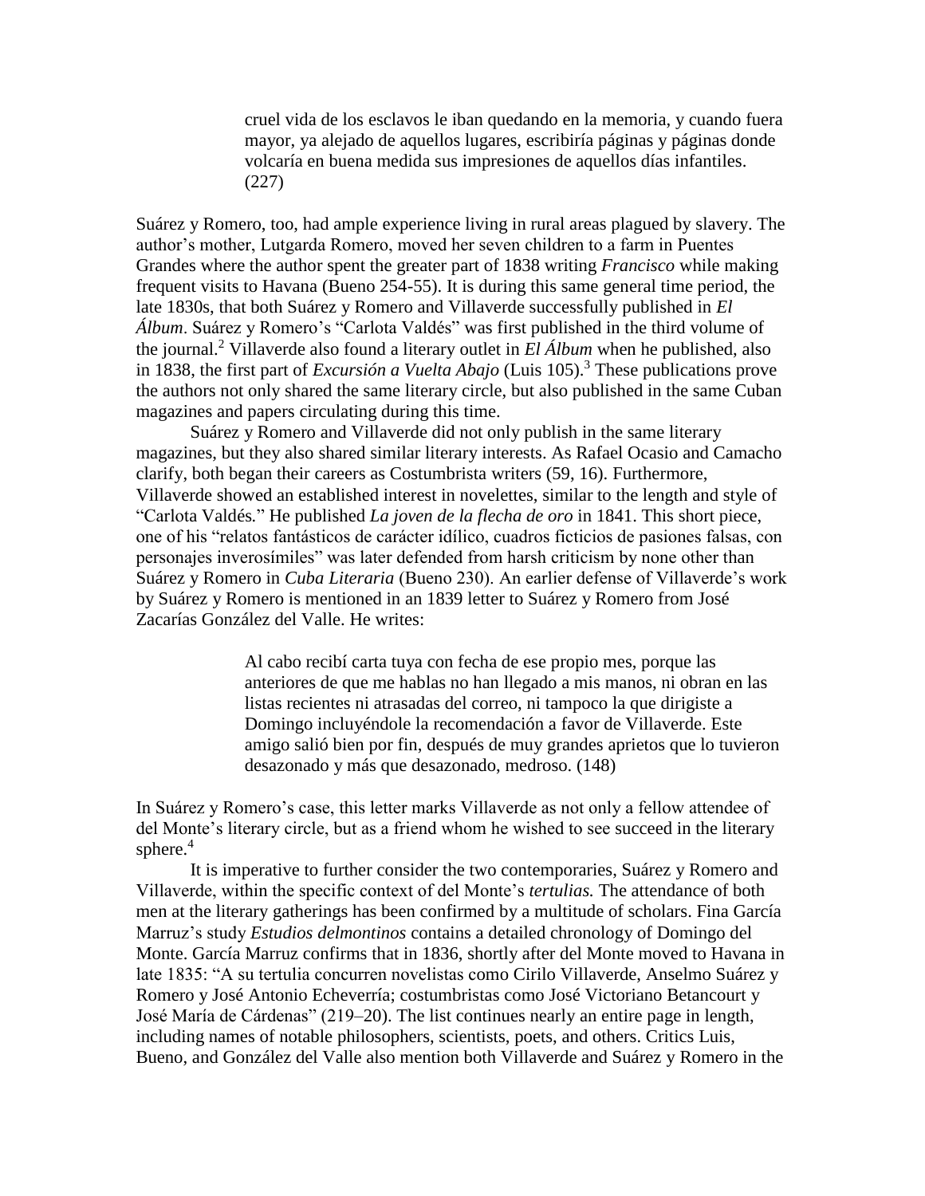> cruel vida de los esclavos le iban quedando en la memoria, y cuando fuera mayor, ya alejado de aquellos lugares, escribiría páginas y páginas donde volcaría en buena medida sus impresiones de aquellos días infantiles. (227)

Suárez y Romero, too, had ample experience living in rural areas plagued by slavery. The author's mother, Lutgarda Romero, moved her seven children to a farm in Puentes Grandes where the author spent the greater part of 1838 writing *Francisco* while making frequent visits to Havana (Bueno 254-55). It is during this same general time period, the late 1830s, that both Suárez y Romero and Villaverde successfully published in *El Álbum*. Suárez y Romero's "Carlota Valdés" was first published in the third volume of the journal.[2] Villaverde also found a literary outlet in *El Álbum* when he published, also in 1838, the first part of *Excursión a Vuelta Abajo* (Luis 105).[3] These publications prove the authors not only shared the same literary circle, but also published in the same Cuban magazines and papers circulating during this time.

Suárez y Romero and Villaverde did not only publish in the same literary magazines, but they also shared similar literary interests. As Rafael Ocasio and Camacho clarify, both began their careers as Costumbrista writers (59, 16). Furthermore, Villaverde showed an established interest in novelettes, similar to the length and style of "Carlota Valdés." He published *La joven de la flecha de oro* in 1841. This short piece, one of his "relatos fantásticos de carácter idílico, cuadros ficticios de pasiones falsas, con personajes inverosímiles" was later defended from harsh criticism by none other than Suárez y Romero in *Cuba Literaria* (Bueno 230). An earlier defense of Villaverde's work by Suárez y Romero is mentioned in an 1839 letter to Suárez y Romero from José Zacarías González del Valle. He writes:

> Al cabo recibí carta tuya con fecha de ese propio mes, porque las anteriores de que me hablas no han llegado a mis manos, ni obran en las listas recientes ni atrasadas del correo, ni tampoco la que dirigiste a Domingo incluyéndole la recomendación a favor de Villaverde. Este amigo salió bien por fin, después de muy grandes aprietos que lo tuvieron desazonado y más que desazonado, medroso. (148)

In Suárez y Romero's case, this letter marks Villaverde as not only a fellow attendee of del Monte's literary circle, but as a friend whom he wished to see succeed in the literary sphere.[4]

It is imperative to further consider the two contemporaries, Suárez y Romero and Villaverde, within the specific context of del Monte's *tertulias.* The attendance of both men at the literary gatherings has been confirmed by a multitude of scholars. Fina García Marruz's study *Estudios delmontinos* contains a detailed chronology of Domingo del Monte. García Marruz confirms that in 1836, shortly after del Monte moved to Havana in late 1835: "A su tertulia concurren novelistas como Cirilo Villaverde, Anselmo Suárez y Romero y José Antonio Echeverría; costumbristas como José Victoriano Betancourt y José María de Cárdenas" (219–20). The list continues nearly an entire page in length, including names of notable philosophers, scientists, poets, and others. Critics Luis, Bueno, and González del Valle also mention both Villaverde and Suárez y Romero in the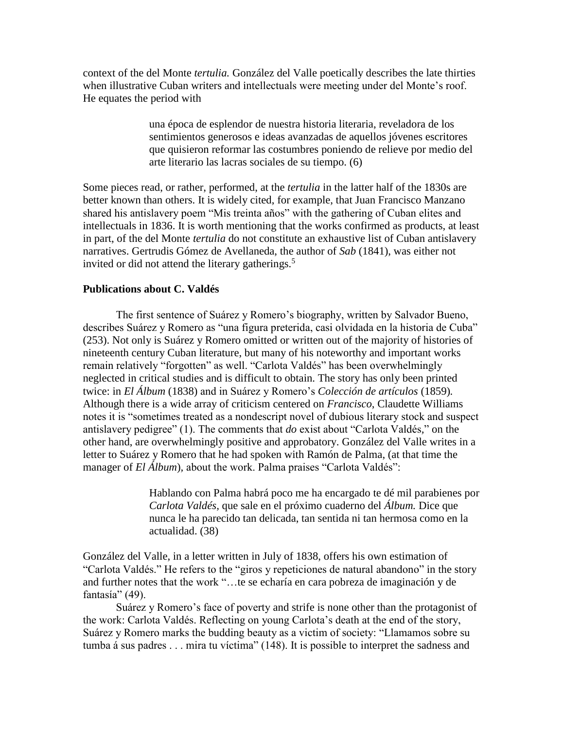context of the del Monte *tertulia.* González del Valle poetically describes the late thirties when illustrative Cuban writers and intellectuals were meeting under del Monte's roof. He equates the period with

> una época de esplendor de nuestra historia literaria, reveladora de los sentimientos generosos e ideas avanzadas de aquellos jóvenes escritores que quisieron reformar las costumbres poniendo de relieve por medio del arte literario las lacras sociales de su tiempo. (6)

Some pieces read, or rather, performed, at the *tertulia* in the latter half of the 1830s are better known than others. It is widely cited, for example, that Juan Francisco Manzano shared his antislavery poem "Mis treinta años" with the gathering of Cuban elites and intellectuals in 1836. It is worth mentioning that the works confirmed as products, at least in part, of the del Monte *tertulia* do not constitute an exhaustive list of Cuban antislavery narratives. Gertrudis Gómez de Avellaneda, the author of *Sab* (1841), was either not invited or did not attend the literary gatherings.[5]

### Publications about C. Valdés

The first sentence of Suárez y Romero's biography, written by Salvador Bueno, describes Suárez y Romero as "una figura preterida, casi olvidada en la historia de Cuba" (253). Not only is Suárez y Romero omitted or written out of the majority of histories of nineteenth century Cuban literature, but many of his noteworthy and important works remain relatively "forgotten" as well. "Carlota Valdés" has been overwhelmingly neglected in critical studies and is difficult to obtain. The story has only been printed twice: in *El Álbum* (1838) and in Suárez y Romero's *Colección de artículos* (1859). Although there is a wide array of criticism centered on *Francisco*, Claudette Williams notes it is "sometimes treated as a nondescript novel of dubious literary stock and suspect antislavery pedigree" (1). The comments that *do* exist about "Carlota Valdés," on the other hand, are overwhelmingly positive and approbatory. González del Valle writes in a letter to Suárez y Romero that he had spoken with Ramón de Palma, (at that time the manager of *El Álbum*), about the work. Palma praises "Carlota Valdés":

> Hablando con Palma habrá poco me ha encargado te dé mil parabienes por *Carlota Valdés*, que sale en el próximo cuaderno del *Álbum.* Dice que nunca le ha parecido tan delicada, tan sentida ni tan hermosa como en la actualidad. (38)

González del Valle, in a letter written in July of 1838, offers his own estimation of "Carlota Valdés." He refers to the "giros y repeticiones de natural abandono" in the story and further notes that the work "…te se echaría en cara pobreza de imaginación y de fantasía" (49).

Suárez y Romero's face of poverty and strife is none other than the protagonist of the work: Carlota Valdés. Reflecting on young Carlota's death at the end of the story, Suárez y Romero marks the budding beauty as a victim of society: "Llamamos sobre su tumba á sus padres . . . mira tu víctima" (148). It is possible to interpret the sadness and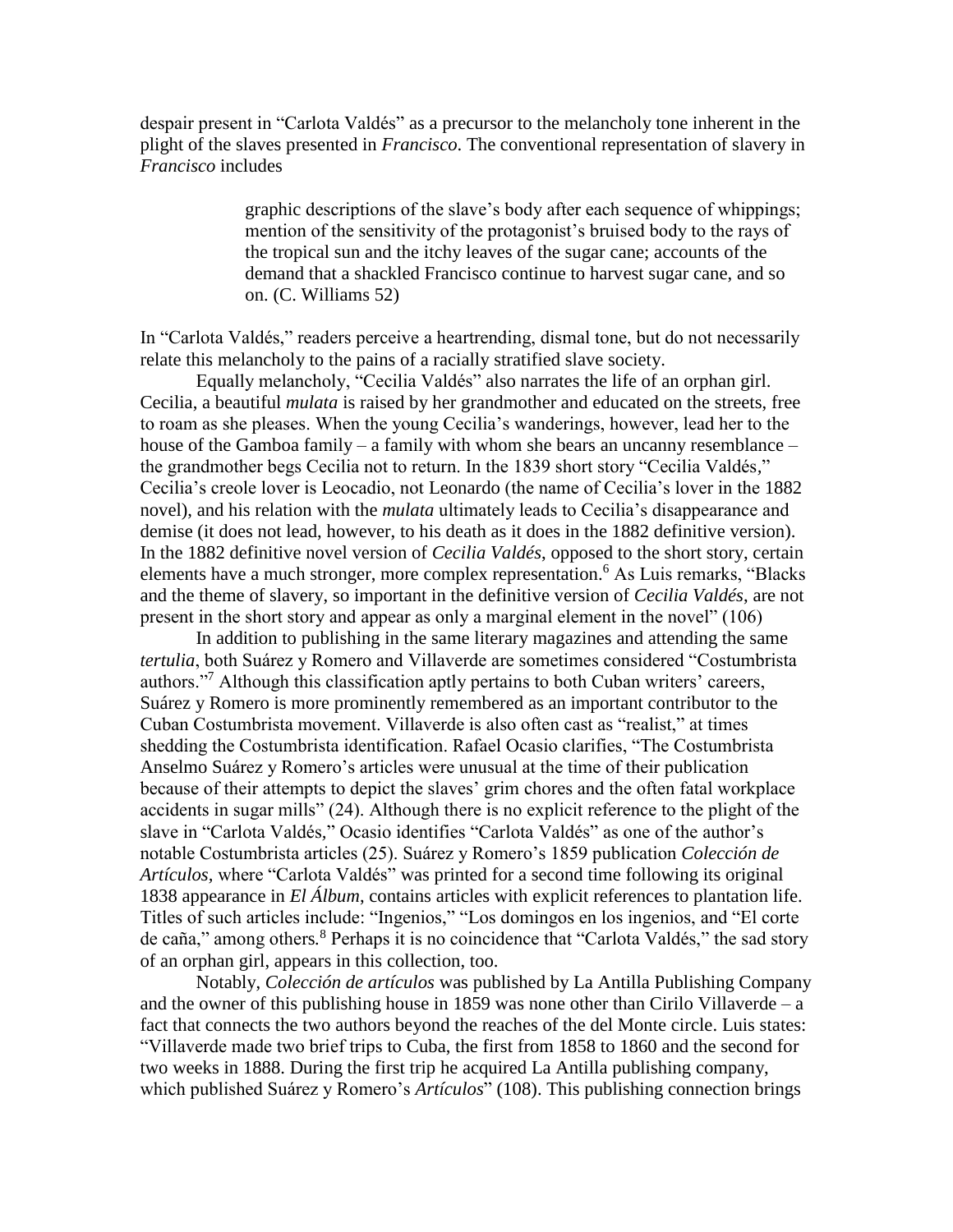despair present in "Carlota Valdés" as a precursor to the melancholy tone inherent in the plight of the slaves presented in *Francisco*. The conventional representation of slavery in *Francisco* includes

> graphic descriptions of the slave's body after each sequence of whippings; mention of the sensitivity of the protagonist's bruised body to the rays of the tropical sun and the itchy leaves of the sugar cane; accounts of the demand that a shackled Francisco continue to harvest sugar cane, and so on. (C. Williams 52)

In "Carlota Valdés," readers perceive a heartrending, dismal tone, but do not necessarily relate this melancholy to the pains of a racially stratified slave society.

Equally melancholy, "Cecilia Valdés" also narrates the life of an orphan girl. Cecilia, a beautiful *mulata* is raised by her grandmother and educated on the streets, free to roam as she pleases. When the young Cecilia's wanderings, however, lead her to the house of the Gamboa family – a family with whom she bears an uncanny resemblance – the grandmother begs Cecilia not to return. In the 1839 short story "Cecilia Valdés," Cecilia's creole lover is Leocadio, not Leonardo (the name of Cecilia's lover in the 1882 novel), and his relation with the *mulata* ultimately leads to Cecilia's disappearance and demise (it does not lead, however, to his death as it does in the 1882 definitive version). In the 1882 definitive novel version of *Cecilia Valdés*, opposed to the short story, certain elements have a much stronger, more complex representation.[6] As Luis remarks, "Blacks and the theme of slavery, so important in the definitive version of *Cecilia Valdés*, are not present in the short story and appear as only a marginal element in the novel" (106)

In addition to publishing in the same literary magazines and attending the same *tertulia*, both Suárez y Romero and Villaverde are sometimes considered "Costumbrista authors."[7] Although this classification aptly pertains to both Cuban writers' careers, Suárez y Romero is more prominently remembered as an important contributor to the Cuban Costumbrista movement. Villaverde is also often cast as "realist," at times shedding the Costumbrista identification. Rafael Ocasio clarifies, "The Costumbrista Anselmo Suárez y Romero's articles were unusual at the time of their publication because of their attempts to depict the slaves' grim chores and the often fatal workplace accidents in sugar mills" (24). Although there is no explicit reference to the plight of the slave in "Carlota Valdés," Ocasio identifies "Carlota Valdés" as one of the author's notable Costumbrista articles (25). Suárez y Romero's 1859 publication *Colección de Artículos*, where "Carlota Valdés" was printed for a second time following its original 1838 appearance in *El Álbum*, contains articles with explicit references to plantation life. Titles of such articles include: "Ingenios," "Los domingos en los ingenios, and "El corte de caña," among others.[8] Perhaps it is no coincidence that "Carlota Valdés," the sad story of an orphan girl, appears in this collection, too.

Notably, *Colección de artículos* was published by La Antilla Publishing Company and the owner of this publishing house in 1859 was none other than Cirilo Villaverde – a fact that connects the two authors beyond the reaches of the del Monte circle. Luis states: "Villaverde made two brief trips to Cuba, the first from 1858 to 1860 and the second for two weeks in 1888. During the first trip he acquired La Antilla publishing company, which published Suárez y Romero's *Artículos*" (108). This publishing connection brings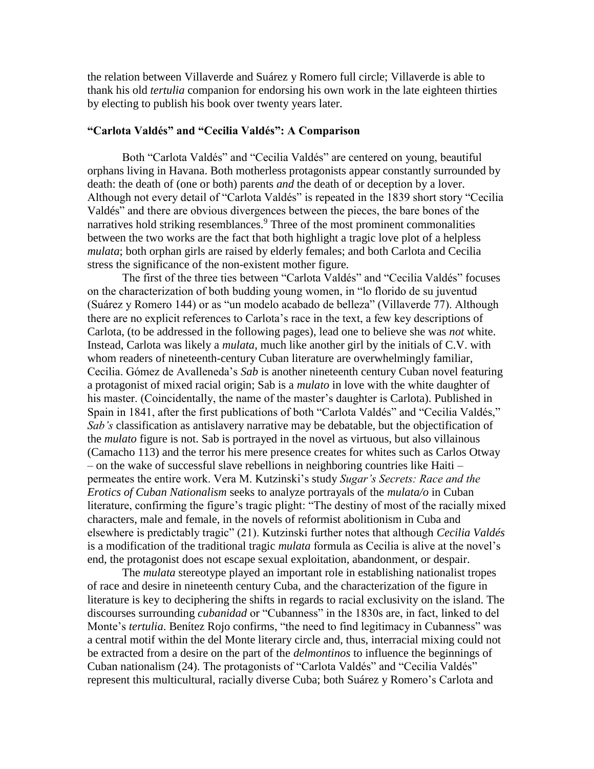the relation between Villaverde and Suárez y Romero full circle; Villaverde is able to thank his old *tertulia* companion for endorsing his own work in the late eighteen thirties by electing to publish his book over twenty years later.

### "Carlota Valdés" and "Cecilia Valdés": A Comparison

Both "Carlota Valdés" and "Cecilia Valdés" are centered on young, beautiful orphans living in Havana. Both motherless protagonists appear constantly surrounded by death: the death of (one or both) parents *and* the death of or deception by a lover. Although not every detail of "Carlota Valdés" is repeated in the 1839 short story "Cecilia Valdés" and there are obvious divergences between the pieces, the bare bones of the narratives hold striking resemblances.[9] Three of the most prominent commonalities between the two works are the fact that both highlight a tragic love plot of a helpless *mulata*; both orphan girls are raised by elderly females; and both Carlota and Cecilia stress the significance of the non-existent mother figure.

The first of the three ties between "Carlota Valdés" and "Cecilia Valdés" focuses on the characterization of both budding young women, in "lo florido de su juventud (Suárez y Romero 144) or as "un modelo acabado de belleza" (Villaverde 77). Although there are no explicit references to Carlota's race in the text, a few key descriptions of Carlota, (to be addressed in the following pages), lead one to believe she was *not* white. Instead, Carlota was likely a *mulata*, much like another girl by the initials of C.V. with whom readers of nineteenth-century Cuban literature are overwhelmingly familiar, Cecilia. Gómez de Avalleneda's *Sab* is another nineteenth century Cuban novel featuring a protagonist of mixed racial origin; Sab is a *mulato* in love with the white daughter of his master. (Coincidentally, the name of the master's daughter is Carlota). Published in Spain in 1841, after the first publications of both "Carlota Valdés" and "Cecilia Valdés," *Sab's* classification as antislavery narrative may be debatable, but the objectification of the *mulato* figure is not. Sab is portrayed in the novel as virtuous, but also villainous (Camacho 113) and the terror his mere presence creates for whites such as Carlos Otway – on the wake of successful slave rebellions in neighboring countries like Haiti – permeates the entire work. Vera M. Kutzinski's study *Sugar's Secrets: Race and the Erotics of Cuban Nationalism* seeks to analyze portrayals of the *mulata/o* in Cuban literature, confirming the figure's tragic plight: "The destiny of most of the racially mixed characters, male and female, in the novels of reformist abolitionism in Cuba and elsewhere is predictably tragic" (21). Kutzinski further notes that although *Cecilia Valdés* is a modification of the traditional tragic *mulata* formula as Cecilia is alive at the novel's end, the protagonist does not escape sexual exploitation, abandonment, or despair.

The *mulata* stereotype played an important role in establishing nationalist tropes of race and desire in nineteenth century Cuba, and the characterization of the figure in literature is key to deciphering the shifts in regards to racial exclusivity on the island. The discourses surrounding *cubanidad* or "Cubanness" in the 1830s are, in fact, linked to del Monte's *tertulia*. Benítez Rojo confirms, "the need to find legitimacy in Cubanness" was a central motif within the del Monte literary circle and, thus, interracial mixing could not be extracted from a desire on the part of the *delmontinos* to influence the beginnings of Cuban nationalism (24). The protagonists of "Carlota Valdés" and "Cecilia Valdés" represent this multicultural, racially diverse Cuba; both Suárez y Romero's Carlota and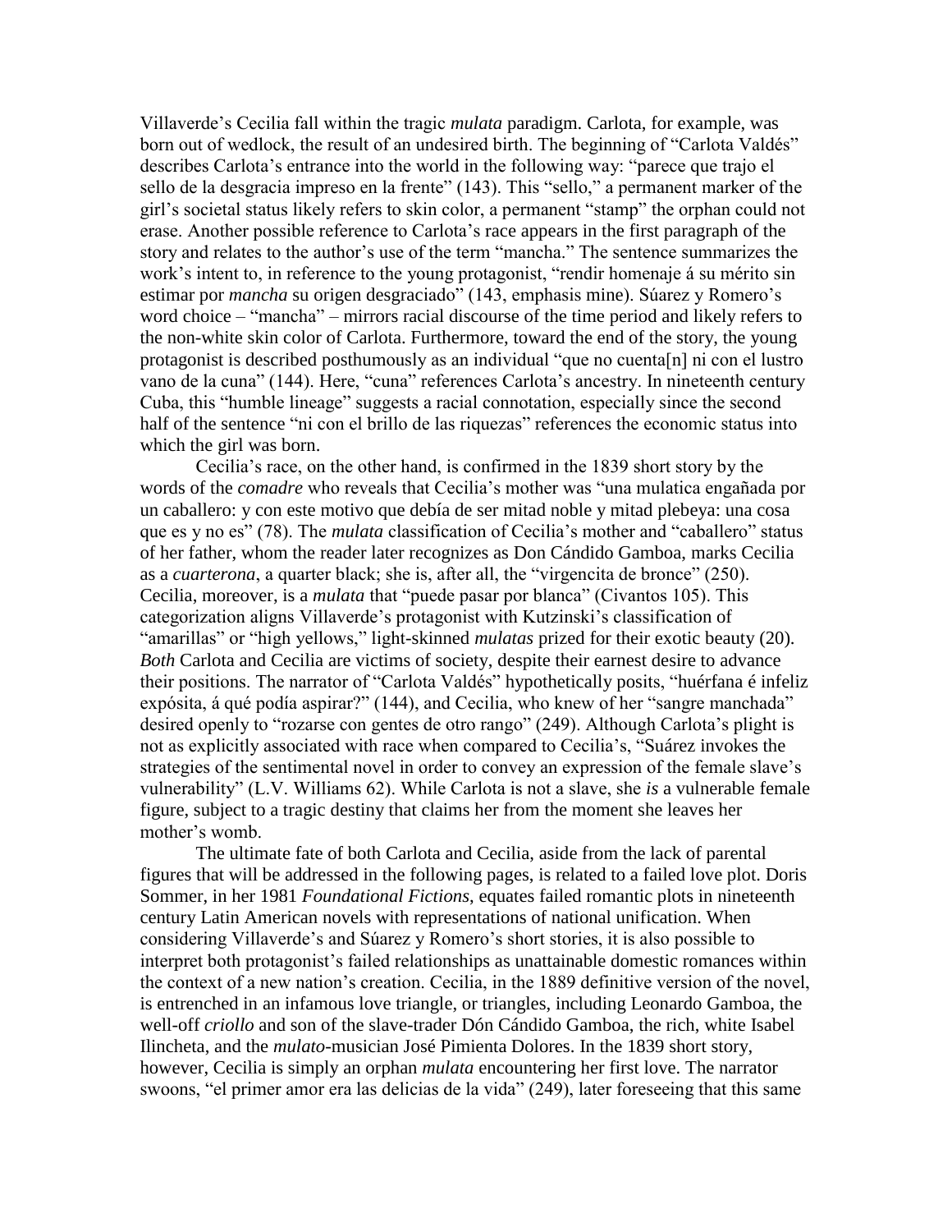Villaverde's Cecilia fall within the tragic *mulata* paradigm. Carlota, for example, was born out of wedlock, the result of an undesired birth. The beginning of "Carlota Valdés" describes Carlota's entrance into the world in the following way: "parece que trajo el sello de la desgracia impreso en la frente" (143). This "sello," a permanent marker of the girl's societal status likely refers to skin color, a permanent "stamp" the orphan could not erase. Another possible reference to Carlota's race appears in the first paragraph of the story and relates to the author's use of the term "mancha." The sentence summarizes the work's intent to, in reference to the young protagonist, "rendir homenaje á su mérito sin estimar por *mancha* su origen desgraciado" (143, emphasis mine). Súarez y Romero's word choice – "mancha" – mirrors racial discourse of the time period and likely refers to the non-white skin color of Carlota. Furthermore, toward the end of the story, the young protagonist is described posthumously as an individual "que no cuenta[n] ni con el lustro vano de la cuna" (144). Here, "cuna" references Carlota's ancestry. In nineteenth century Cuba, this "humble lineage" suggests a racial connotation, especially since the second half of the sentence "ni con el brillo de las riquezas" references the economic status into which the girl was born.

Cecilia's race, on the other hand, is confirmed in the 1839 short story by the words of the *comadre* who reveals that Cecilia's mother was "una mulatica engañada por un caballero: y con este motivo que debía de ser mitad noble y mitad plebeya: una cosa que es y no es" (78). The *mulata* classification of Cecilia's mother and "caballero" status of her father, whom the reader later recognizes as Don Cándido Gamboa, marks Cecilia as a *cuarterona*, a quarter black; she is, after all, the "virgencita de bronce" (250). Cecilia, moreover, is a *mulata* that "puede pasar por blanca" (Civantos 105). This categorization aligns Villaverde's protagonist with Kutzinski's classification of "amarillas" or "high yellows," light-skinned *mulatas* prized for their exotic beauty (20). *Both* Carlota and Cecilia are victims of society, despite their earnest desire to advance their positions. The narrator of "Carlota Valdés" hypothetically posits, "huérfana é infeliz expósita, á qué podía aspirar?" (144), and Cecilia, who knew of her "sangre manchada" desired openly to "rozarse con gentes de otro rango" (249). Although Carlota's plight is not as explicitly associated with race when compared to Cecilia's, "Suárez invokes the strategies of the sentimental novel in order to convey an expression of the female slave's vulnerability" (L.V. Williams 62). While Carlota is not a slave, she *is* a vulnerable female figure, subject to a tragic destiny that claims her from the moment she leaves her mother's womb.

The ultimate fate of both Carlota and Cecilia, aside from the lack of parental figures that will be addressed in the following pages, is related to a failed love plot. Doris Sommer, in her 1981 *Foundational Fictions*, equates failed romantic plots in nineteenth century Latin American novels with representations of national unification. When considering Villaverde's and Súarez y Romero's short stories, it is also possible to interpret both protagonist's failed relationships as unattainable domestic romances within the context of a new nation's creation. Cecilia, in the 1889 definitive version of the novel, is entrenched in an infamous love triangle, or triangles, including Leonardo Gamboa, the well-off *criollo* and son of the slave-trader Dón Cándido Gamboa, the rich, white Isabel Ilincheta, and the *mulato*-musician José Pimienta Dolores. In the 1839 short story, however, Cecilia is simply an orphan *mulata* encountering her first love. The narrator swoons, "el primer amor era las delicias de la vida" (249), later foreseeing that this same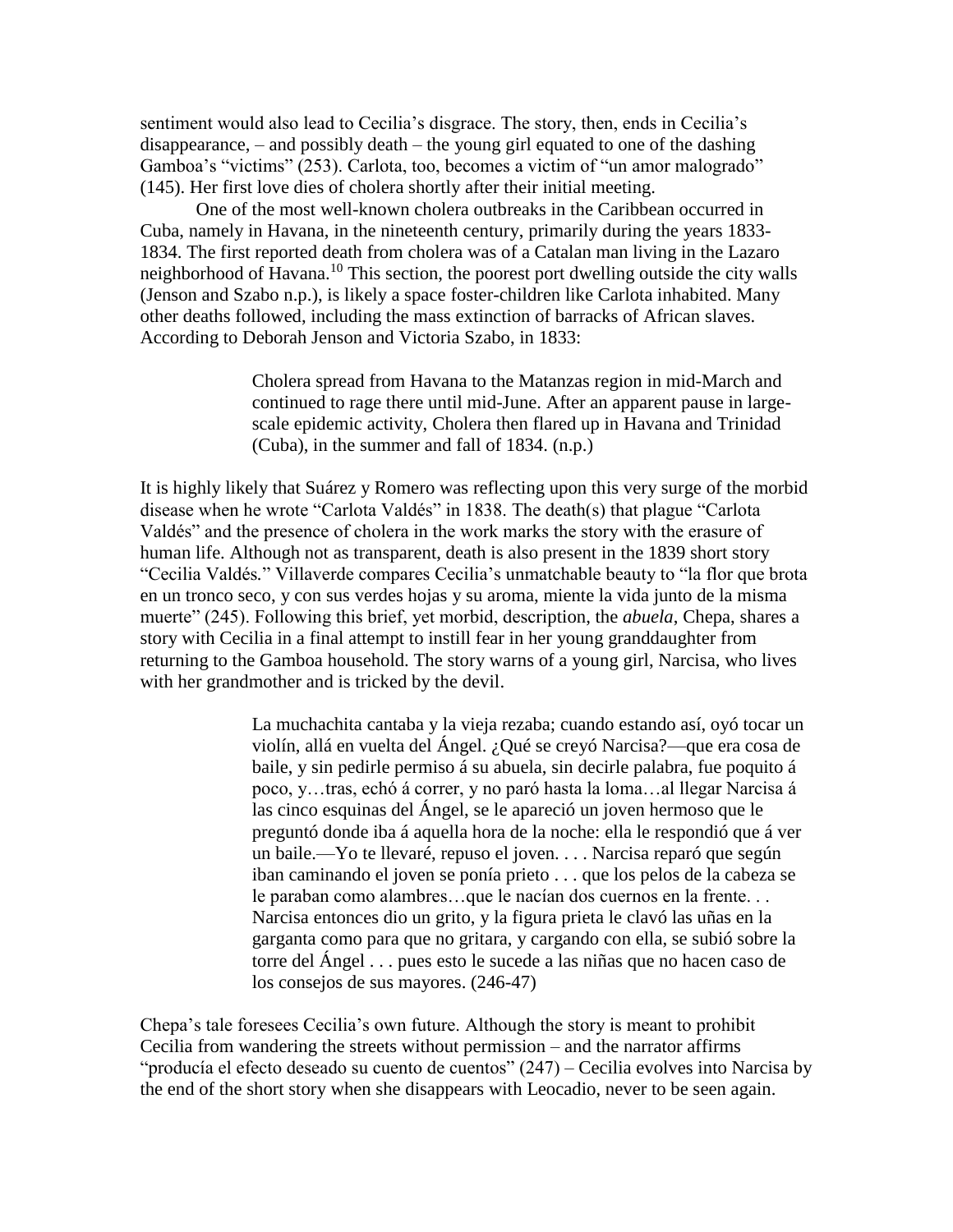sentiment would also lead to Cecilia's disgrace. The story, then, ends in Cecilia's disappearance, – and possibly death – the young girl equated to one of the dashing Gamboa's "victims" (253). Carlota, too, becomes a victim of "un amor malogrado" (145). Her first love dies of cholera shortly after their initial meeting.

One of the most well-known cholera outbreaks in the Caribbean occurred in Cuba, namely in Havana, in the nineteenth century, primarily during the years 1833-1834. The first reported death from cholera was of a Catalan man living in the Lazaro neighborhood of Havana.[10] This section, the poorest port dwelling outside the city walls (Jenson and Szabo n.p.), is likely a space foster-children like Carlota inhabited. Many other deaths followed, including the mass extinction of barracks of African slaves. According to Deborah Jenson and Victoria Szabo, in 1833:

> Cholera spread from Havana to the Matanzas region in mid-March and continued to rage there until mid-June. After an apparent pause in large-scale epidemic activity, Cholera then flared up in Havana and Trinidad (Cuba), in the summer and fall of 1834. (n.p.)

It is highly likely that Suárez y Romero was reflecting upon this very surge of the morbid disease when he wrote "Carlota Valdés" in 1838. The death(s) that plague "Carlota Valdés" and the presence of cholera in the work marks the story with the erasure of human life. Although not as transparent, death is also present in the 1839 short story "Cecilia Valdés." Villaverde compares Cecilia's unmatchable beauty to "la flor que brota en un tronco seco, y con sus verdes hojas y su aroma, miente la vida junto de la misma muerte" (245). Following this brief, yet morbid, description, the *abuela*, Chepa, shares a story with Cecilia in a final attempt to instill fear in her young granddaughter from returning to the Gamboa household. The story warns of a young girl, Narcisa, who lives with her grandmother and is tricked by the devil.

> La muchachita cantaba y la vieja rezaba; cuando estando así, oyó tocar un violín, allá en vuelta del Ángel. ¿Qué se creyó Narcisa?—que era cosa de baile, y sin pedirle permiso á su abuela, sin decirle palabra, fue poquito á poco, y…tras, echó á correr, y no paró hasta la loma…al llegar Narcisa á las cinco esquinas del Ángel, se le apareció un joven hermoso que le preguntó donde iba á aquella hora de la noche: ella le respondió que á ver un baile.—Yo te llevaré, repuso el joven. . . . Narcisa reparó que según iban caminando el joven se ponía prieto . . . que los pelos de la cabeza se le paraban como alambres…que le nacían dos cuernos en la frente. . . Narcisa entonces dio un grito, y la figura prieta le clavó las uñas en la garganta como para que no gritara, y cargando con ella, se subió sobre la torre del Ángel . . . pues esto le sucede a las niñas que no hacen caso de los consejos de sus mayores. (246-47)

Chepa's tale foresees Cecilia's own future. Although the story is meant to prohibit Cecilia from wandering the streets without permission – and the narrator affirms "producía el efecto deseado su cuento de cuentos" (247) – Cecilia evolves into Narcisa by the end of the short story when she disappears with Leocadio, never to be seen again.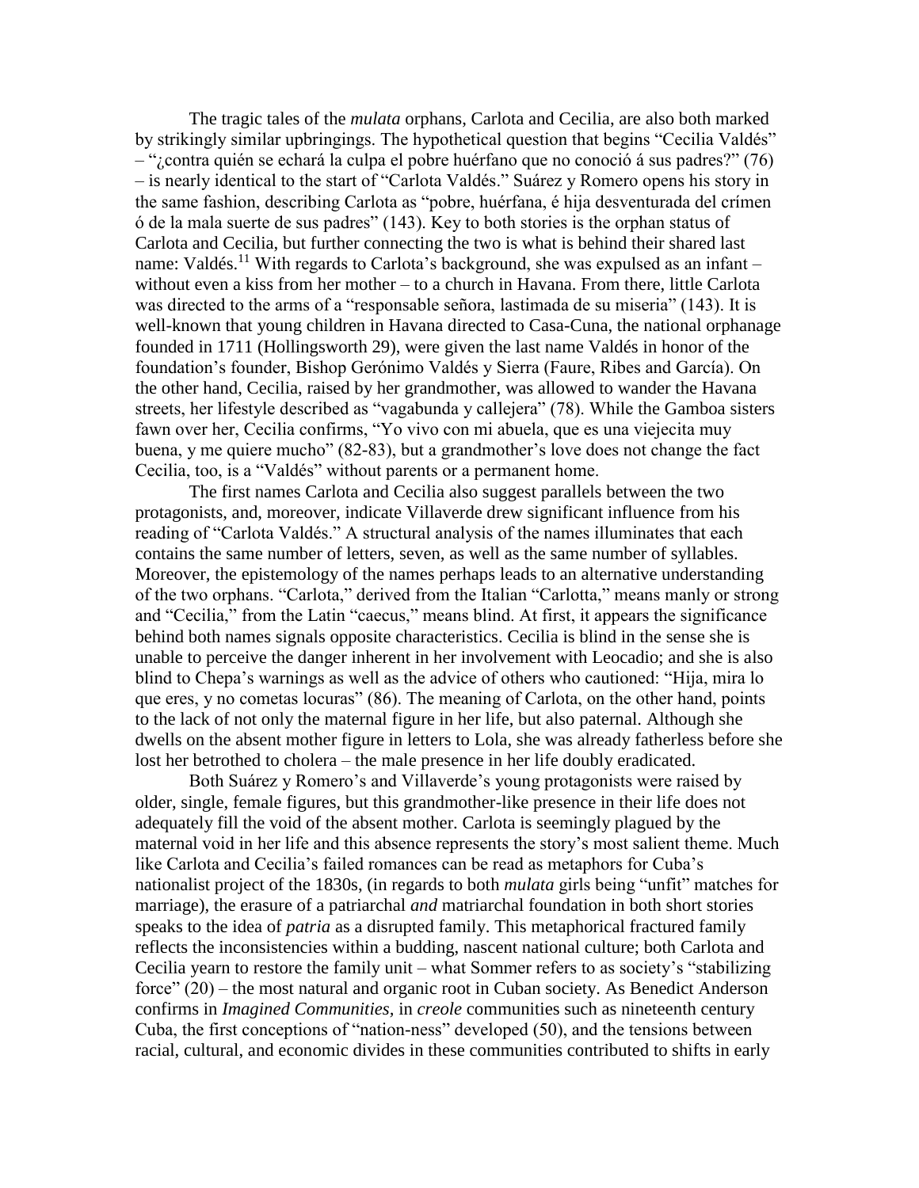The tragic tales of the *mulata* orphans, Carlota and Cecilia, are also both marked by strikingly similar upbringings. The hypothetical question that begins "Cecilia Valdés" – "¿contra quién se echará la culpa el pobre huérfano que no conoció á sus padres?" (76) – is nearly identical to the start of "Carlota Valdés." Suárez y Romero opens his story in the same fashion, describing Carlota as "pobre, huérfana, é hija desventurada del crímen ó de la mala suerte de sus padres" (143). Key to both stories is the orphan status of Carlota and Cecilia, but further connecting the two is what is behind their shared last name: Valdés.[11] With regards to Carlota's background, she was expulsed as an infant – without even a kiss from her mother – to a church in Havana. From there, little Carlota was directed to the arms of a "responsable señora, lastimada de su miseria" (143). It is well-known that young children in Havana directed to Casa-Cuna, the national orphanage founded in 1711 (Hollingsworth 29), were given the last name Valdés in honor of the foundation's founder, Bishop Gerónimo Valdés y Sierra (Faure, Ribes and García). On the other hand, Cecilia, raised by her grandmother, was allowed to wander the Havana streets, her lifestyle described as "vagabunda y callejera" (78). While the Gamboa sisters fawn over her, Cecilia confirms, "Yo vivo con mi abuela, que es una viejecita muy buena, y me quiere mucho" (82-83), but a grandmother's love does not change the fact Cecilia, too, is a "Valdés" without parents or a permanent home.

The first names Carlota and Cecilia also suggest parallels between the two protagonists, and, moreover, indicate Villaverde drew significant influence from his reading of "Carlota Valdés." A structural analysis of the names illuminates that each contains the same number of letters, seven, as well as the same number of syllables. Moreover, the epistemology of the names perhaps leads to an alternative understanding of the two orphans. "Carlota," derived from the Italian "Carlotta," means manly or strong and "Cecilia," from the Latin "caecus," means blind. At first, it appears the significance behind both names signals opposite characteristics. Cecilia is blind in the sense she is unable to perceive the danger inherent in her involvement with Leocadio; and she is also blind to Chepa's warnings as well as the advice of others who cautioned: "Hija, mira lo que eres, y no cometas locuras" (86). The meaning of Carlota, on the other hand, points to the lack of not only the maternal figure in her life, but also paternal. Although she dwells on the absent mother figure in letters to Lola, she was already fatherless before she lost her betrothed to cholera – the male presence in her life doubly eradicated.

Both Suárez y Romero's and Villaverde's young protagonists were raised by older, single, female figures, but this grandmother-like presence in their life does not adequately fill the void of the absent mother. Carlota is seemingly plagued by the maternal void in her life and this absence represents the story's most salient theme. Much like Carlota and Cecilia's failed romances can be read as metaphors for Cuba's nationalist project of the 1830s, (in regards to both *mulata* girls being "unfit" matches for marriage), the erasure of a patriarchal *and* matriarchal foundation in both short stories speaks to the idea of *patria* as a disrupted family. This metaphorical fractured family reflects the inconsistencies within a budding, nascent national culture; both Carlota and Cecilia yearn to restore the family unit – what Sommer refers to as society's "stabilizing force" (20) – the most natural and organic root in Cuban society. As Benedict Anderson confirms in *Imagined Communities,* in *creole* communities such as nineteenth century Cuba, the first conceptions of "nation-ness" developed (50), and the tensions between racial, cultural, and economic divides in these communities contributed to shifts in early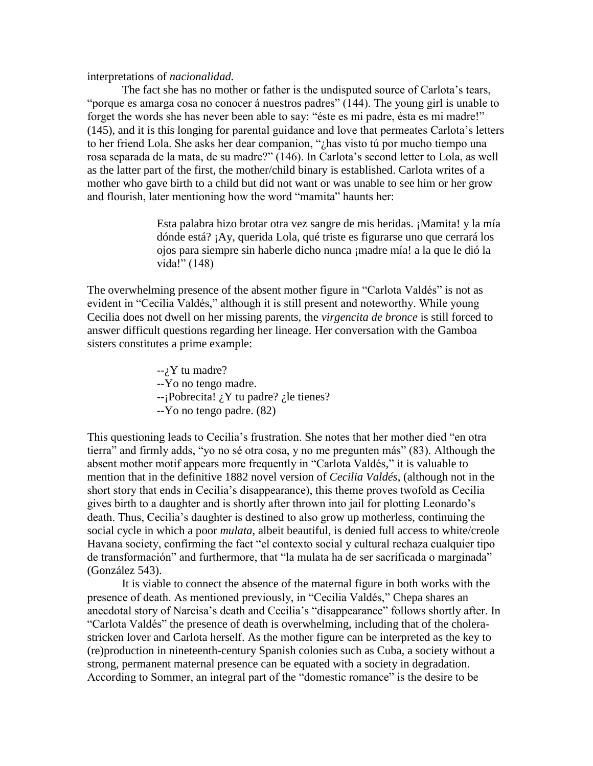interpretations of *nacionalidad.*

The fact she has no mother or father is the undisputed source of Carlota's tears, "porque es amarga cosa no conocer á nuestros padres" (144). The young girl is unable to forget the words she has never been able to say: "éste es mi padre, ésta es mi madre!" (145), and it is this longing for parental guidance and love that permeates Carlota's letters to her friend Lola. She asks her dear companion, "¿has visto tú por mucho tiempo una rosa separada de la mata, de su madre?" (146). In Carlota's second letter to Lola, as well as the latter part of the first, the mother/child binary is established. Carlota writes of a mother who gave birth to a child but did not want or was unable to see him or her grow and flourish, later mentioning how the word "mamita" haunts her:

> Esta palabra hizo brotar otra vez sangre de mis heridas. ¡Mamita! y la mía dónde está? ¡Ay, querida Lola, qué triste es figurarse uno que cerrará los ojos para siempre sin haberle dicho nunca ¡madre mía! a la que le dió la vida!" (148)

The overwhelming presence of the absent mother figure in "Carlota Valdés" is not as evident in "Cecilia Valdés," although it is still present and noteworthy. While young Cecilia does not dwell on her missing parents, the *virgencita de bronce* is still forced to answer difficult questions regarding her lineage. Her conversation with the Gamboa sisters constitutes a prime example:

> --¿Y tu madre?
> --Yo no tengo madre.
> --¡Pobrecita! ¿Y tu padre? ¿le tienes?
> --Yo no tengo padre. (82)

This questioning leads to Cecilia's frustration. She notes that her mother died "en otra tierra" and firmly adds, "yo no sé otra cosa, y no me pregunten más" (83). Although the absent mother motif appears more frequently in "Carlota Valdés," it is valuable to mention that in the definitive 1882 novel version of *Cecilia Valdés*, (although not in the short story that ends in Cecilia's disappearance), this theme proves twofold as Cecilia gives birth to a daughter and is shortly after thrown into jail for plotting Leonardo's death. Thus, Cecilia's daughter is destined to also grow up motherless, continuing the social cycle in which a poor *mulata*, albeit beautiful, is denied full access to white/creole Havana society, confirming the fact "el contexto social y cultural rechaza cualquier tipo de transformación" and furthermore, that "la mulata ha de ser sacrificada o marginada" (González 543).

It is viable to connect the absence of the maternal figure in both works with the presence of death. As mentioned previously, in "Cecilia Valdés," Chepa shares an anecdotal story of Narcisa's death and Cecilia's "disappearance" follows shortly after. In "Carlota Valdés" the presence of death is overwhelming, including that of the cholera-stricken lover and Carlota herself. As the mother figure can be interpreted as the key to (re)production in nineteenth-century Spanish colonies such as Cuba, a society without a strong, permanent maternal presence can be equated with a society in degradation. According to Sommer, an integral part of the "domestic romance" is the desire to be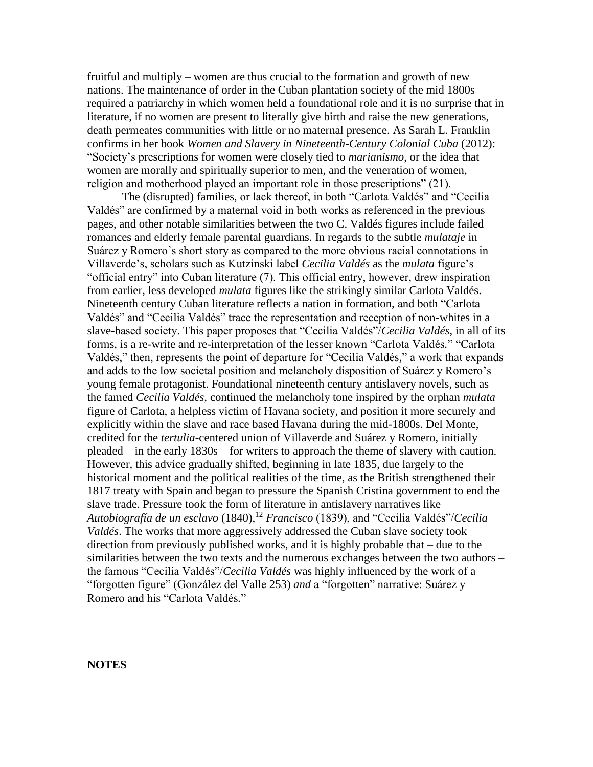fruitful and multiply – women are thus crucial to the formation and growth of new nations. The maintenance of order in the Cuban plantation society of the mid 1800s required a patriarchy in which women held a foundational role and it is no surprise that in literature, if no women are present to literally give birth and raise the new generations, death permeates communities with little or no maternal presence. As Sarah L. Franklin confirms in her book *Women and Slavery in Nineteenth-Century Colonial Cuba* (2012): "Society's prescriptions for women were closely tied to *marianismo*, or the idea that women are morally and spiritually superior to men, and the veneration of women, religion and motherhood played an important role in those prescriptions" (21).

The (disrupted) families, or lack thereof, in both "Carlota Valdés" and "Cecilia Valdés" are confirmed by a maternal void in both works as referenced in the previous pages, and other notable similarities between the two C. Valdés figures include failed romances and elderly female parental guardians. In regards to the subtle *mulataje* in Suárez y Romero's short story as compared to the more obvious racial connotations in Villaverde's, scholars such as Kutzinski label *Cecilia Valdés* as the *mulata* figure's "official entry" into Cuban literature (7). This official entry, however, drew inspiration from earlier, less developed *mulata* figures like the strikingly similar Carlota Valdés. Nineteenth century Cuban literature reflects a nation in formation, and both "Carlota Valdés" and "Cecilia Valdés" trace the representation and reception of non-whites in a slave-based society. This paper proposes that "Cecilia Valdés"/*Cecilia Valdés*, in all of its forms, is a re-write and re-interpretation of the lesser known "Carlota Valdés." "Carlota Valdés," then, represents the point of departure for "Cecilia Valdés," a work that expands and adds to the low societal position and melancholy disposition of Suárez y Romero's young female protagonist. Foundational nineteenth century antislavery novels, such as the famed *Cecilia Valdés*, continued the melancholy tone inspired by the orphan *mulata* figure of Carlota, a helpless victim of Havana society, and position it more securely and explicitly within the slave and race based Havana during the mid-1800s. Del Monte, credited for the *tertulia*-centered union of Villaverde and Suárez y Romero, initially pleaded – in the early 1830s – for writers to approach the theme of slavery with caution. However, this advice gradually shifted, beginning in late 1835, due largely to the historical moment and the political realities of the time, as the British strengthened their 1817 treaty with Spain and began to pressure the Spanish Cristina government to end the slave trade. Pressure took the form of literature in antislavery narratives like *Autobiografía de un esclavo* (1840),[12] *Francisco* (1839), and "Cecilia Valdés"/*Cecilia Valdés*. The works that more aggressively addressed the Cuban slave society took direction from previously published works, and it is highly probable that – due to the similarities between the two texts and the numerous exchanges between the two authors – the famous "Cecilia Valdés"/*Cecilia Valdés* was highly influenced by the work of a "forgotten figure" (González del Valle 253) *and* a "forgotten" narrative: Suárez y Romero and his "Carlota Valdés."

**NOTES**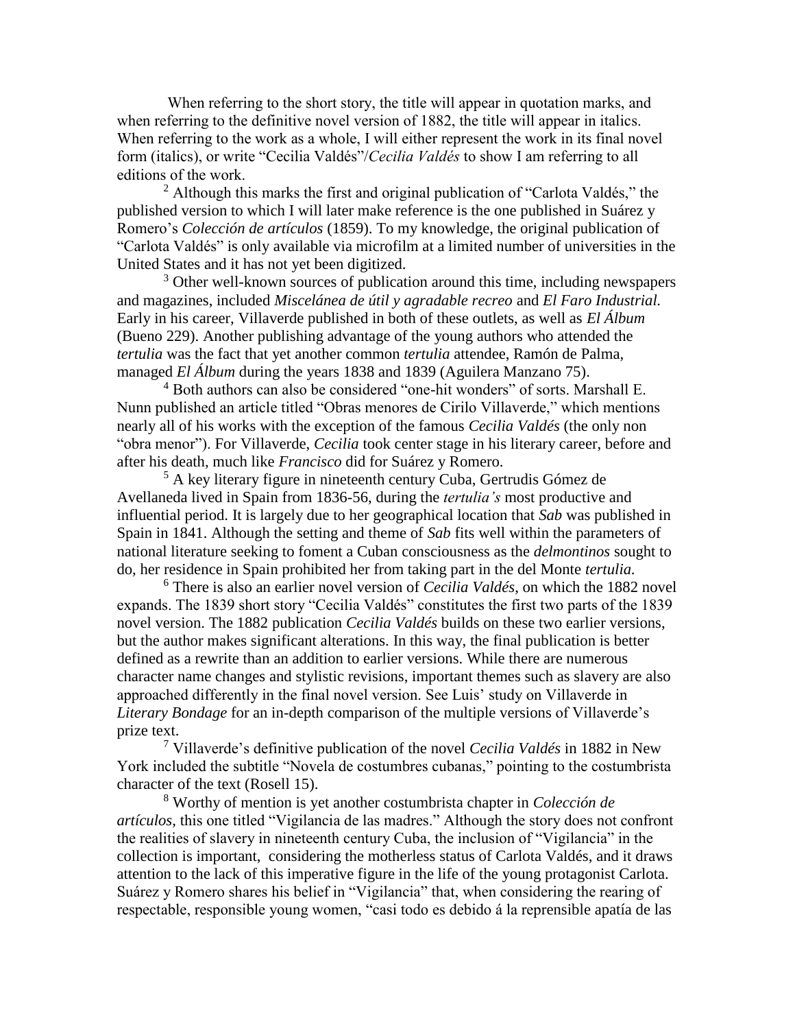When referring to the short story, the title will appear in quotation marks, and when referring to the definitive novel version of 1882, the title will appear in italics. When referring to the work as a whole, I will either represent the work in its final novel form (italics), or write "Cecilia Valdés"/*Cecilia Valdés* to show I am referring to all editions of the work.

[2] Although this marks the first and original publication of "Carlota Valdés," the published version to which I will later make reference is the one published in Suárez y Romero's *Colección de artículos* (1859). To my knowledge, the original publication of "Carlota Valdés" is only available via microfilm at a limited number of universities in the United States and it has not yet been digitized.

[3] Other well-known sources of publication around this time, including newspapers and magazines, included *Miscelánea de útil y agradable recreo* and *El Faro Industrial.* Early in his career, Villaverde published in both of these outlets, as well as *El Álbum* (Bueno 229). Another publishing advantage of the young authors who attended the *tertulia* was the fact that yet another common *tertulia* attendee, Ramón de Palma, managed *El Álbum* during the years 1838 and 1839 (Aguilera Manzano 75).

[4] Both authors can also be considered "one-hit wonders" of sorts. Marshall E. Nunn published an article titled "Obras menores de Cirilo Villaverde," which mentions nearly all of his works with the exception of the famous *Cecilia Valdés* (the only non "obra menor"). For Villaverde, *Cecilia* took center stage in his literary career, before and after his death, much like *Francisco* did for Suárez y Romero.

[5] A key literary figure in nineteenth century Cuba, Gertrudis Gómez de Avellaneda lived in Spain from 1836-56, during the *tertulia's* most productive and influential period. It is largely due to her geographical location that *Sab* was published in Spain in 1841. Although the setting and theme of *Sab* fits well within the parameters of national literature seeking to foment a Cuban consciousness as the *delmontinos* sought to do, her residence in Spain prohibited her from taking part in the del Monte *tertulia.*

[6] There is also an earlier novel version of *Cecilia Valdés*, on which the 1882 novel expands. The 1839 short story "Cecilia Valdés" constitutes the first two parts of the 1839 novel version. The 1882 publication *Cecilia Valdés* builds on these two earlier versions, but the author makes significant alterations. In this way, the final publication is better defined as a rewrite than an addition to earlier versions. While there are numerous character name changes and stylistic revisions, important themes such as slavery are also approached differently in the final novel version. See Luis' study on Villaverde in *Literary Bondage* for an in-depth comparison of the multiple versions of Villaverde's prize text.

[7] Villaverde's definitive publication of the novel *Cecilia Valdés* in 1882 in New York included the subtitle "Novela de costumbres cubanas," pointing to the costumbrista character of the text (Rosell 15).

[8] Worthy of mention is yet another costumbrista chapter in *Colección de artículos*, this one titled "Vigilancia de las madres." Although the story does not confront the realities of slavery in nineteenth century Cuba, the inclusion of "Vigilancia" in the collection is important, considering the motherless status of Carlota Valdés, and it draws attention to the lack of this imperative figure in the life of the young protagonist Carlota. Suárez y Romero shares his belief in "Vigilancia" that, when considering the rearing of respectable, responsible young women, "casi todo es debido á la reprensible apatía de las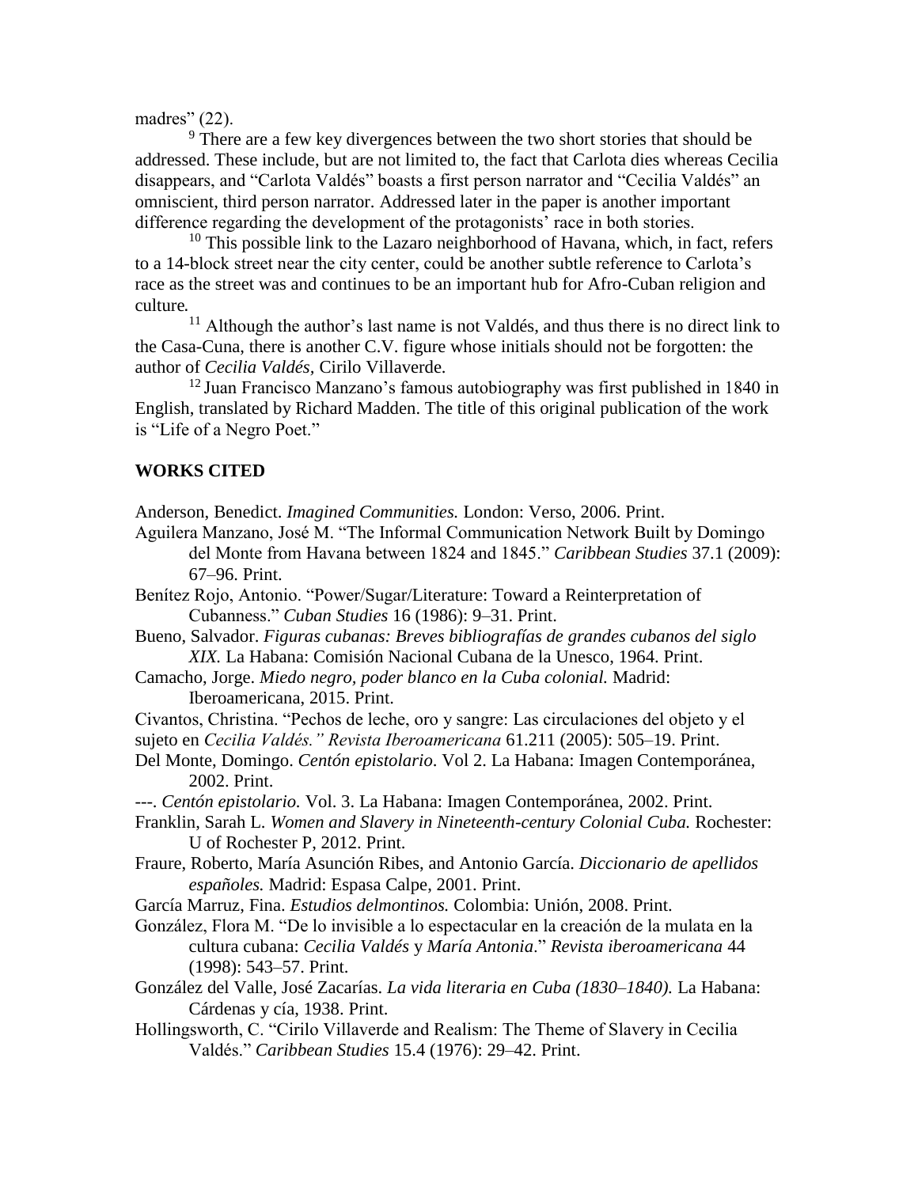madres" (22).

[9] There are a few key divergences between the two short stories that should be addressed. These include, but are not limited to, the fact that Carlota dies whereas Cecilia disappears, and "Carlota Valdés" boasts a first person narrator and "Cecilia Valdés" an omniscient, third person narrator. Addressed later in the paper is another important difference regarding the development of the protagonists' race in both stories.

[10] This possible link to the Lazaro neighborhood of Havana, which, in fact, refers to a 14-block street near the city center, could be another subtle reference to Carlota's race as the street was and continues to be an important hub for Afro-Cuban religion and culture.

[11] Although the author's last name is not Valdés, and thus there is no direct link to the Casa-Cuna, there is another C.V. figure whose initials should not be forgotten: the author of *Cecilia Valdés*, Cirilo Villaverde.

[12] Juan Francisco Manzano's famous autobiography was first published in 1840 in English, translated by Richard Madden. The title of this original publication of the work is "Life of a Negro Poet."

**WORKS CITED**

Anderson, Benedict. *Imagined Communities.* London: Verso, 2006. Print.

Aguilera Manzano, José M. "The Informal Communication Network Built by Domingo del Monte from Havana between 1824 and 1845." *Caribbean Studies* 37.1 (2009): 67–96. Print.

Benítez Rojo, Antonio. "Power/Sugar/Literature: Toward a Reinterpretation of Cubanness." *Cuban Studies* 16 (1986): 9–31. Print.

Bueno, Salvador. *Figuras cubanas: Breves bibliografías de grandes cubanos del siglo XIX.* La Habana: Comisión Nacional Cubana de la Unesco, 1964. Print.

Camacho, Jorge. *Miedo negro, poder blanco en la Cuba colonial.* Madrid: Iberoamericana, 2015. Print.

Civantos, Christina. "Pechos de leche, oro y sangre: Las circulaciones del objeto y el sujeto en *Cecilia Valdés." Revista Iberoamericana* 61.211 (2005): 505–19. Print.

Del Monte, Domingo. *Centón epistolario*. Vol 2. La Habana: Imagen Contemporánea, 2002. Print.

---. *Centón epistolario.* Vol. 3. La Habana: Imagen Contemporánea, 2002. Print.

Franklin, Sarah L. *Women and Slavery in Nineteenth-century Colonial Cuba.* Rochester: U of Rochester P, 2012. Print.

Fraure, Roberto, María Asunción Ribes, and Antonio García. *Diccionario de apellidos españoles.* Madrid: Espasa Calpe, 2001. Print.

García Marruz, Fina. *Estudios delmontinos.* Colombia: Unión, 2008. Print.

González, Flora M. "De lo invisible a lo espectacular en la creación de la mulata en la cultura cubana: *Cecilia Valdés* y *María Antonia*." *Revista iberoamericana* 44 (1998): 543–57. Print.

González del Valle, José Zacarías. *La vida literaria en Cuba (1830–1840).* La Habana: Cárdenas y cía, 1938. Print.

Hollingsworth, C. "Cirilo Villaverde and Realism: The Theme of Slavery in Cecilia Valdés." *Caribbean Studies* 15.4 (1976): 29–42. Print.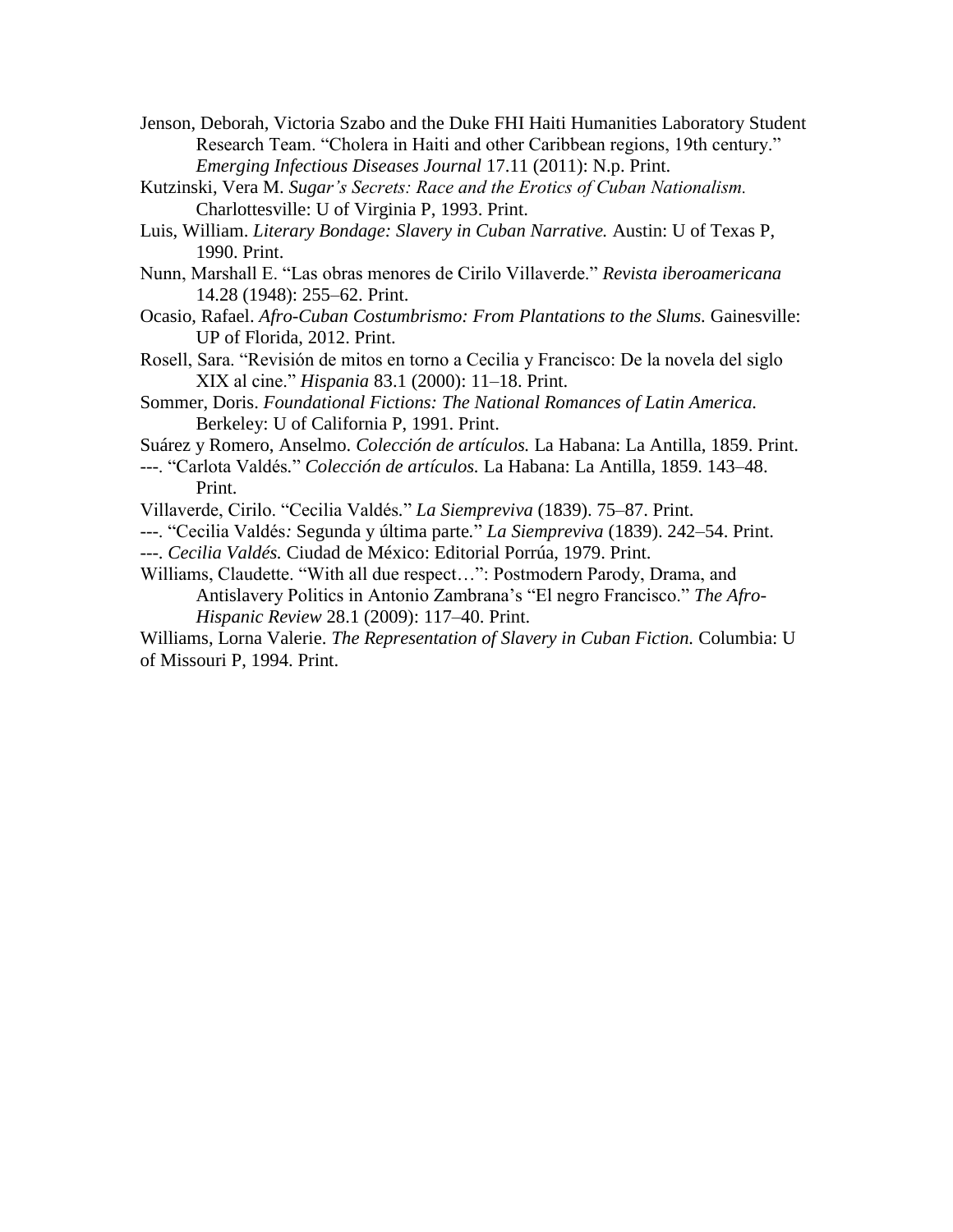Jenson, Deborah, Victoria Szabo and the Duke FHI Haiti Humanities Laboratory Student Research Team. "Cholera in Haiti and other Caribbean regions, 19th century." *Emerging Infectious Diseases Journal* 17.11 (2011): N.p. Print.

Kutzinski, Vera M. *Sugar's Secrets: Race and the Erotics of Cuban Nationalism.* Charlottesville: U of Virginia P, 1993. Print.

Luis, William. *Literary Bondage: Slavery in Cuban Narrative.* Austin: U of Texas P, 1990. Print.

Nunn, Marshall E. "Las obras menores de Cirilo Villaverde." *Revista iberoamericana* 14.28 (1948): 255–62. Print.

Ocasio, Rafael. *Afro-Cuban Costumbrismo: From Plantations to the Slums.* Gainesville: UP of Florida, 2012. Print.

Rosell, Sara. "Revisión de mitos en torno a Cecilia y Francisco: De la novela del siglo XIX al cine." *Hispania* 83.1 (2000): 11–18. Print.

Sommer, Doris. *Foundational Fictions: The National Romances of Latin America.* Berkeley: U of California P, 1991. Print.

Suárez y Romero, Anselmo. *Colección de artículos.* La Habana: La Antilla, 1859. Print.

---. "Carlota Valdés." *Colección de artículos.* La Habana: La Antilla, 1859. 143–48. Print.

Villaverde, Cirilo. "Cecilia Valdés." *La Siempreviva* (1839). 75–87. Print.

---. "Cecilia Valdés*:* Segunda y última parte." *La Siempreviva* (1839). 242–54. Print.

---. *Cecilia Valdés.* Ciudad de México: Editorial Porrúa, 1979. Print.

Williams, Claudette. "With all due respect…": Postmodern Parody, Drama, and Antislavery Politics in Antonio Zambrana's "El negro Francisco." *The Afro-Hispanic Review* 28.1 (2009): 117–40. Print.

Williams, Lorna Valerie. *The Representation of Slavery in Cuban Fiction.* Columbia: U of Missouri P, 1994. Print.